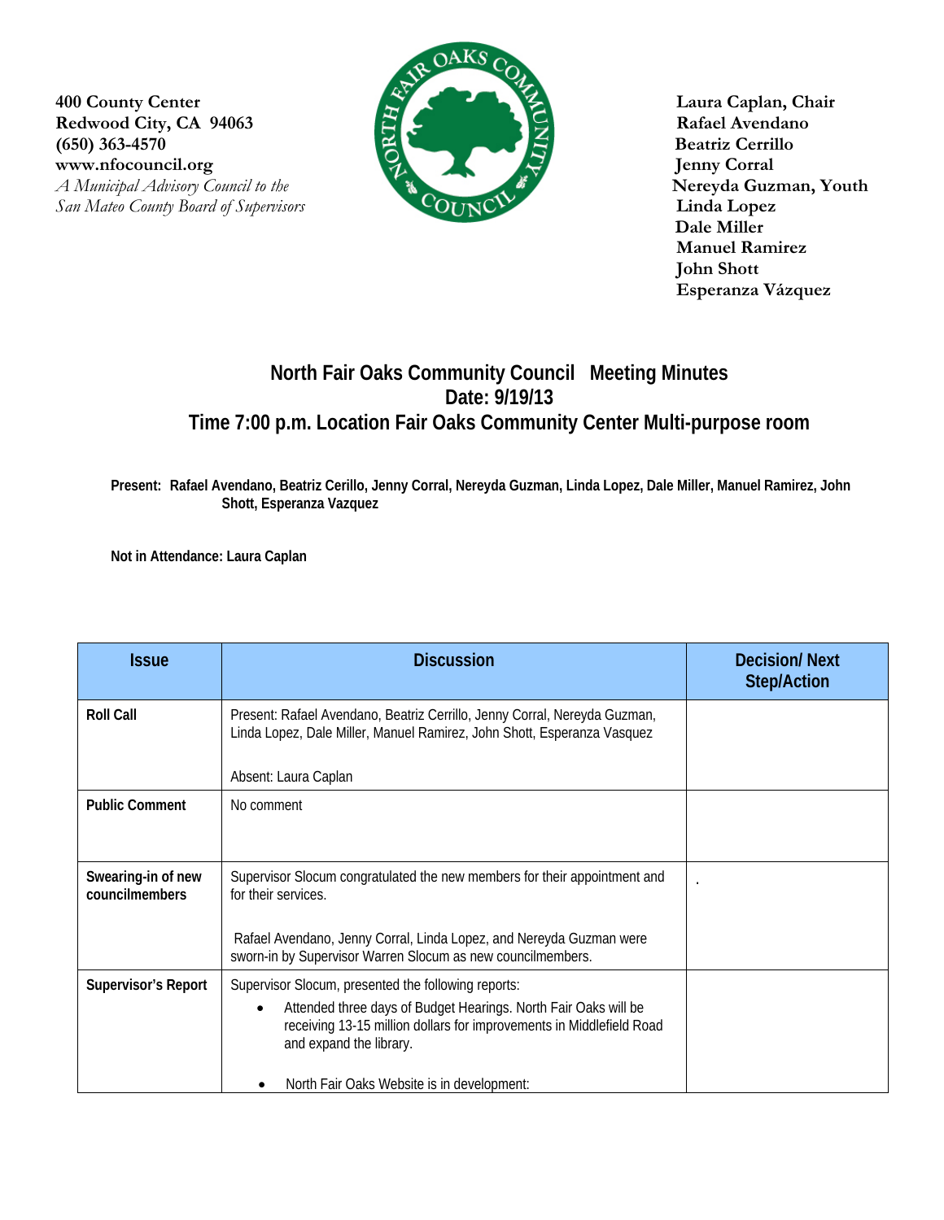**400 County Center**
**Redwood City, CA 94063**
**(650) 363-4570**
**www.nfocouncil.org**
*A Municipal Advisory Council to the*
*San Mateo County Board of Supervisors*

**Laura Caplan, Chair**
**Rafael Avendano**
**Beatriz Cerrillo**
**Jenny Corral**
**Nereyda Guzman, Youth**
**Linda Lopez**
**Dale Miller**
**Manuel Ramirez**
**John Shott**
**Esperanza Vázquez**

# North Fair Oaks Community Council Meeting Minutes
## Date: 9/19/13
## Time 7:00 p.m. Location Fair Oaks Community Center Multi-purpose room

**Present: Rafael Avendano, Beatriz Cerillo, Jenny Corral, Nereyda Guzman, Linda Lopez, Dale Miller, Manuel Ramirez, John Shott, Esperanza Vazquez**

**Not in Attendance: Laura Caplan**

| Issue | Discussion | Decision/ Next Step/Action |
|---|---|---|
| **Roll Call** | Present: Rafael Avendano, Beatriz Cerrillo, Jenny Corral, Nereyda Guzman, Linda Lopez, Dale Miller, Manuel Ramirez, John Shott, Esperanza Vasquez<br><br>Absent: Laura Caplan | |
| **Public Comment** | No comment | |
| **Swearing-in of new councilmembers** | Supervisor Slocum congratulated the new members for their appointment and for their services.<br><br>Rafael Avendano, Jenny Corral, Linda Lopez, and Nereyda Guzman were sworn-in by Supervisor Warren Slocum as new councilmembers. | . |
| **Supervisor's Report** | Supervisor Slocum, presented the following reports:<br>• Attended three days of Budget Hearings. North Fair Oaks will be receiving 13-15 million dollars for improvements in Middlefield Road and expand the library.<br>• North Fair Oaks Website is in development: | |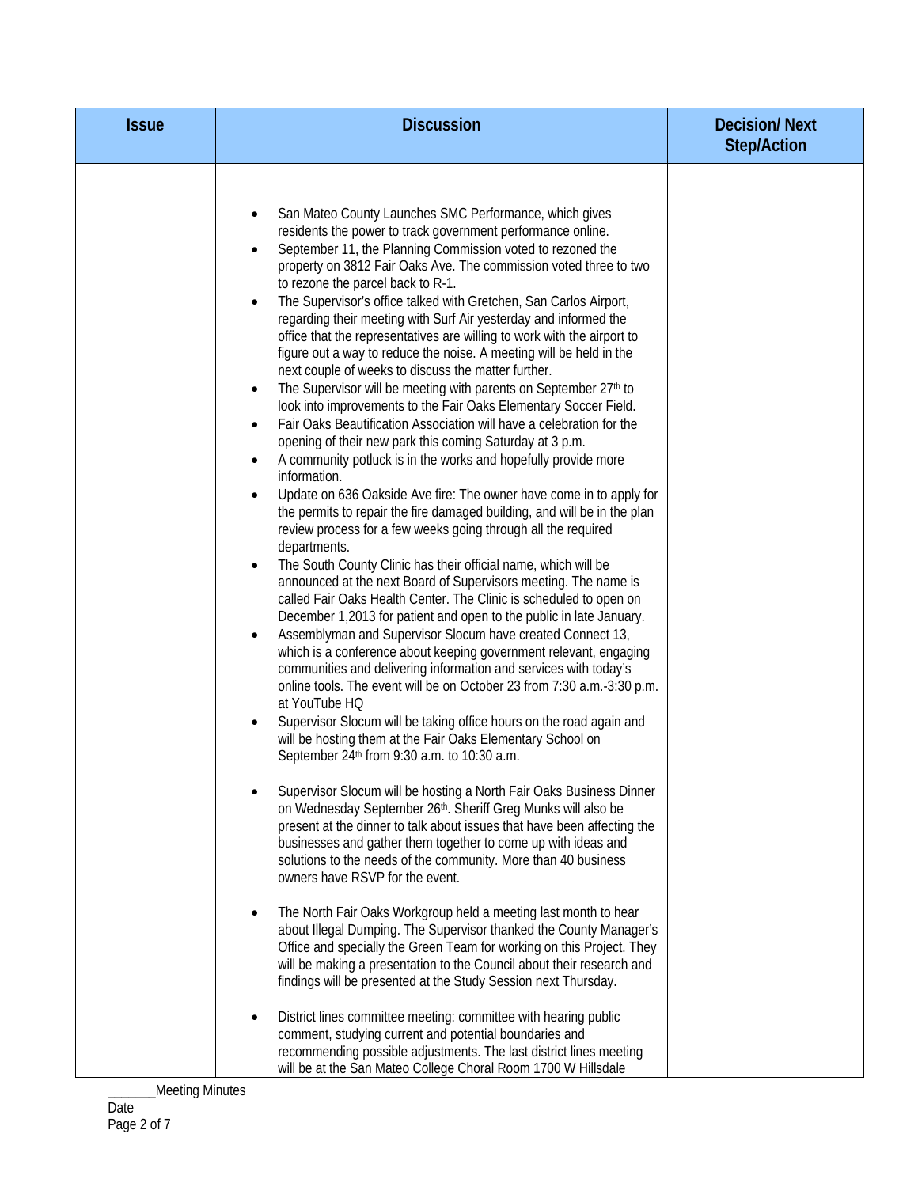| Issue | Discussion | Decision/ Next Step/Action |
|---|---|---|
| | • San Mateo County Launches SMC Performance, which gives residents the power to track government performance online.<br>• September 11, the Planning Commission voted to rezoned the property on 3812 Fair Oaks Ave. The commission voted three to two to rezone the parcel back to R-1.<br>• The Supervisor's office talked with Gretchen, San Carlos Airport, regarding their meeting with Surf Air yesterday and informed the office that the representatives are willing to work with the airport to figure out a way to reduce the noise. A meeting will be held in the next couple of weeks to discuss the matter further.<br>• The Supervisor will be meeting with parents on September 27th to look into improvements to the Fair Oaks Elementary Soccer Field.<br>• Fair Oaks Beautification Association will have a celebration for the opening of their new park this coming Saturday at 3 p.m.<br>• A community potluck is in the works and hopefully provide more information.<br>• Update on 636 Oakside Ave fire: The owner have come in to apply for the permits to repair the fire damaged building, and will be in the plan review process for a few weeks going through all the required departments.<br>• The South County Clinic has their official name, which will be announced at the next Board of Supervisors meeting. The name is called Fair Oaks Health Center. The Clinic is scheduled to open on December 1,2013 for patient and open to the public in late January.<br>• Assemblyman and Supervisor Slocum have created Connect 13, which is a conference about keeping government relevant, engaging communities and delivering information and services with today's online tools. The event will be on October 23 from 7:30 a.m.-3:30 p.m. at YouTube HQ<br>• Supervisor Slocum will be taking office hours on the road again and will be hosting them at the Fair Oaks Elementary School on September 24th from 9:30 a.m. to 10:30 a.m.<br>• Supervisor Slocum will be hosting a North Fair Oaks Business Dinner on Wednesday September 26th. Sheriff Greg Munks will also be present at the dinner to talk about issues that have been affecting the businesses and gather them together to come up with ideas and solutions to the needs of the community. More than 40 business owners have RSVP for the event.<br>• The North Fair Oaks Workgroup held a meeting last month to hear about Illegal Dumping. The Supervisor thanked the County Manager's Office and specially the Green Team for working on this Project. They will be making a presentation to the Council about their research and findings will be presented at the Study Session next Thursday.<br>• District lines committee meeting: committee with hearing public comment, studying current and potential boundaries and recommending possible adjustments. The last district lines meeting will be at the San Mateo College Choral Room 1700 W Hillsdale | |

_______Meeting Minutes
Date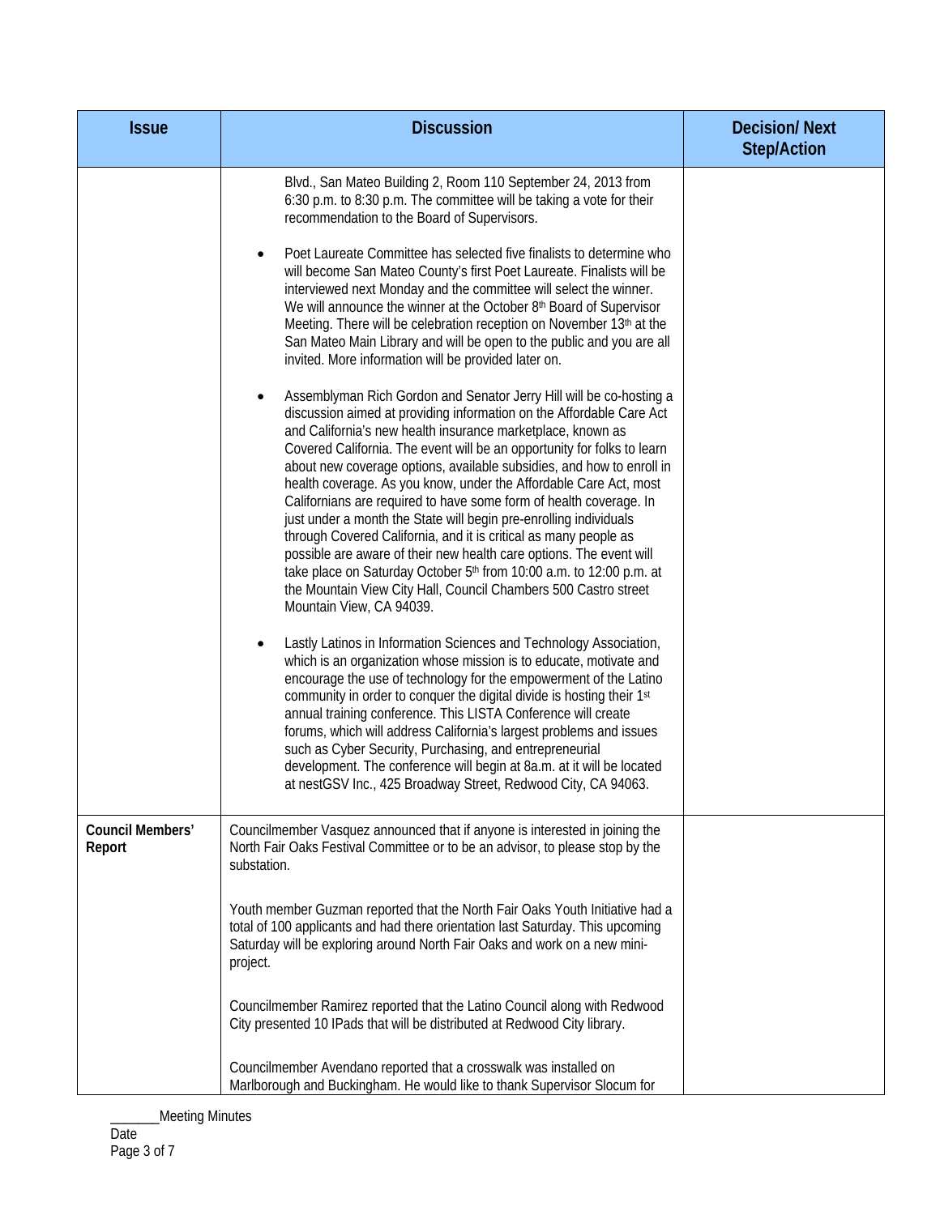| Issue | Discussion | Decision/ Next Step/Action |
|---|---|---|
| | Blvd., San Mateo Building 2, Room 110 September 24, 2013 from 6:30 p.m. to 8:30 p.m. The committee will be taking a vote for their recommendation to the Board of Supervisors.<br><br>• Poet Laureate Committee has selected five finalists to determine who will become San Mateo County's first Poet Laureate. Finalists will be interviewed next Monday and the committee will select the winner. We will announce the winner at the October 8th Board of Supervisor Meeting. There will be celebration reception on November 13th at the San Mateo Main Library and will be open to the public and you are all invited. More information will be provided later on.<br><br>• Assemblyman Rich Gordon and Senator Jerry Hill will be co-hosting a discussion aimed at providing information on the Affordable Care Act and California's new health insurance marketplace, known as Covered California. The event will be an opportunity for folks to learn about new coverage options, available subsidies, and how to enroll in health coverage. As you know, under the Affordable Care Act, most Californians are required to have some form of health coverage. In just under a month the State will begin pre-enrolling individuals through Covered California, and it is critical as many people as possible are aware of their new health care options. The event will take place on Saturday October 5th from 10:00 a.m. to 12:00 p.m. at the Mountain View City Hall, Council Chambers 500 Castro street Mountain View, CA 94039.<br><br>• Lastly Latinos in Information Sciences and Technology Association, which is an organization whose mission is to educate, motivate and encourage the use of technology for the empowerment of the Latino community in order to conquer the digital divide is hosting their 1st annual training conference. This LISTA Conference will create forums, which will address California's largest problems and issues such as Cyber Security, Purchasing, and entrepreneurial development. The conference will begin at 8a.m. at it will be located at nestGSV Inc., 425 Broadway Street, Redwood City, CA 94063. | |
| **Council Members' Report** | Councilmember Vasquez announced that if anyone is interested in joining the North Fair Oaks Festival Committee or to be an advisor, to please stop by the substation.<br><br>Youth member Guzman reported that the North Fair Oaks Youth Initiative had a total of 100 applicants and had there orientation last Saturday. This upcoming Saturday will be exploring around North Fair Oaks and work on a new mini-project.<br><br>Councilmember Ramirez reported that the Latino Council along with Redwood City presented 10 IPads that will be distributed at Redwood City library.<br><br>Councilmember Avendano reported that a crosswalk was installed on Marlborough and Buckingham. He would like to thank Supervisor Slocum for | |

_______Meeting Minutes
Date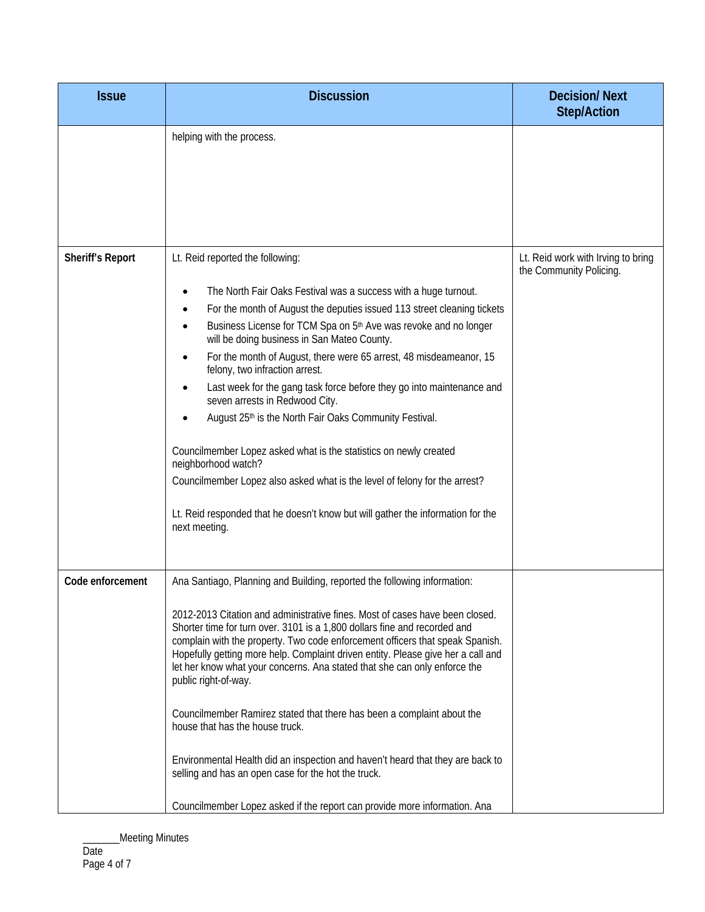| Issue | Discussion | Decision/ Next Step/Action |
|---|---|---|
| | helping with the process. | |
| **Sheriff's Report** | Lt. Reid reported the following:<br><br>• The North Fair Oaks Festival was a success with a huge turnout.<br>• For the month of August the deputies issued 113 street cleaning tickets<br>• Business License for TCM Spa on 5th Ave was revoke and no longer will be doing business in San Mateo County.<br>• For the month of August, there were 65 arrest, 48 misdeameanor, 15 felony, two infraction arrest.<br>• Last week for the gang task force before they go into maintenance and seven arrests in Redwood City.<br>• August 25th is the North Fair Oaks Community Festival.<br><br>Councilmember Lopez asked what is the statistics on newly created neighborhood watch?<br>Councilmember Lopez also asked what is the level of felony for the arrest?<br><br>Lt. Reid responded that he doesn't know but will gather the information for the next meeting. | Lt. Reid work with Irving to bring the Community Policing. |
| **Code enforcement** | Ana Santiago, Planning and Building, reported the following information:<br><br>2012-2013 Citation and administrative fines. Most of cases have been closed. Shorter time for turn over. 3101 is a 1,800 dollars fine and recorded and complain with the property. Two code enforcement officers that speak Spanish. Hopefully getting more help. Complaint driven entity. Please give her a call and let her know what your concerns. Ana stated that she can only enforce the public right-of-way.<br><br>Councilmember Ramirez stated that there has been a complaint about the house that has the house truck.<br><br>Environmental Health did an inspection and haven't heard that they are back to selling and has an open case for the hot the truck.<br><br>Councilmember Lopez asked if the report can provide more information. Ana | |

_______Meeting Minutes
Date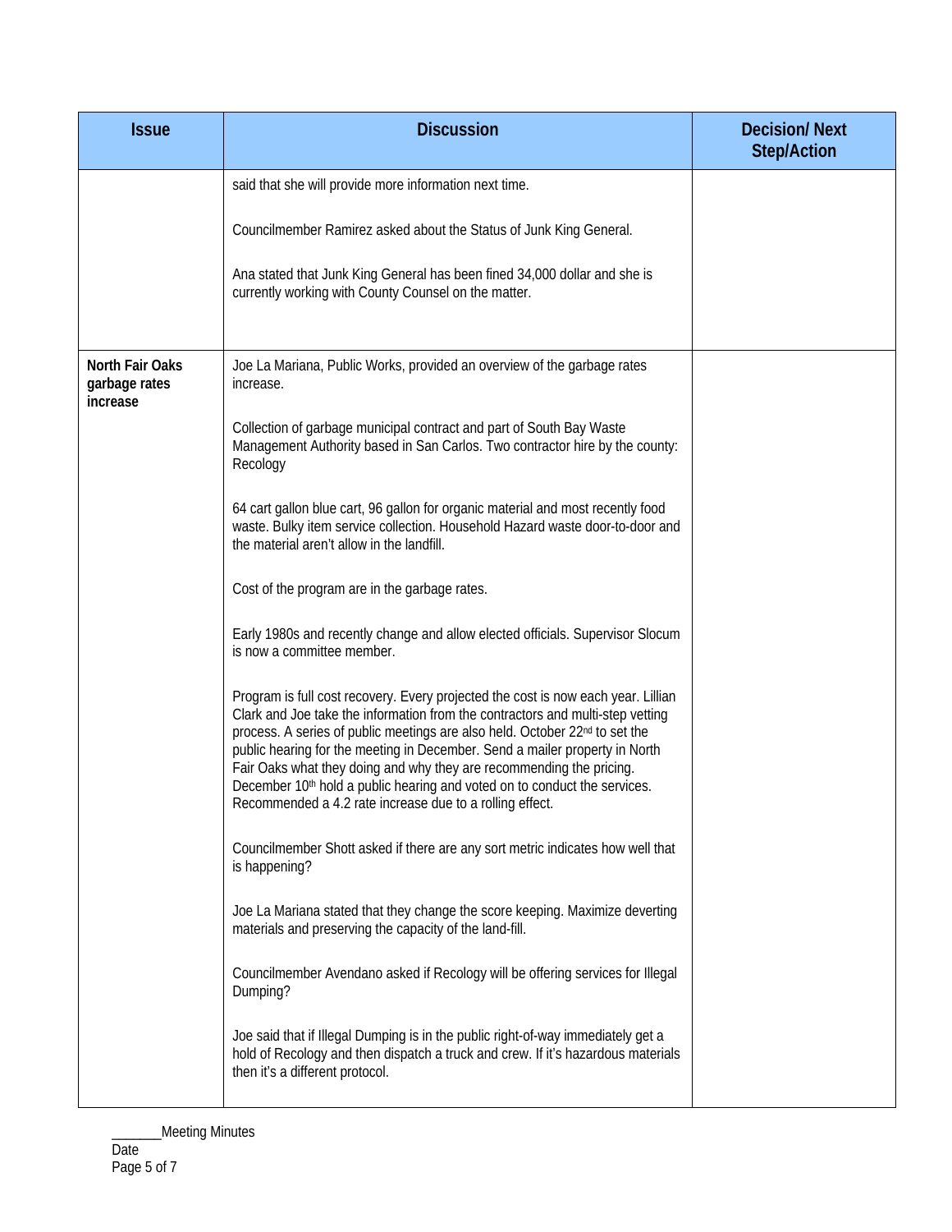| Issue | Discussion | Decision/ Next Step/Action |
|---|---|---|
| | said that she will provide more information next time.<br><br>Councilmember Ramirez asked about the Status of Junk King General.<br><br>Ana stated that Junk King General has been fined 34,000 dollar and she is currently working with County Counsel on the matter. | |
| **North Fair Oaks garbage rates increase** | Joe La Mariana, Public Works, provided an overview of the garbage rates increase.<br><br>Collection of garbage municipal contract and part of South Bay Waste Management Authority based in San Carlos. Two contractor hire by the county: Recology<br><br>64 cart gallon blue cart, 96 gallon for organic material and most recently food waste. Bulky item service collection. Household Hazard waste door-to-door and the material aren't allow in the landfill.<br><br>Cost of the program are in the garbage rates.<br><br>Early 1980s and recently change and allow elected officials. Supervisor Slocum is now a committee member.<br><br>Program is full cost recovery. Every projected the cost is now each year. Lillian Clark and Joe take the information from the contractors and multi-step vetting process. A series of public meetings are also held. October 22nd to set the public hearing for the meeting in December. Send a mailer property in North Fair Oaks what they doing and why they are recommending the pricing. December 10th hold a public hearing and voted on to conduct the services. Recommended a 4.2 rate increase due to a rolling effect.<br><br>Councilmember Shott asked if there are any sort metric indicates how well that is happening?<br><br>Joe La Mariana stated that they change the score keeping. Maximize deverting materials and preserving the capacity of the land-fill.<br><br>Councilmember Avendano asked if Recology will be offering services for Illegal Dumping?<br><br>Joe said that if Illegal Dumping is in the public right-of-way immediately get a hold of Recology and then dispatch a truck and crew. If it's hazardous materials then it's a different protocol. | |

_______Meeting Minutes
Date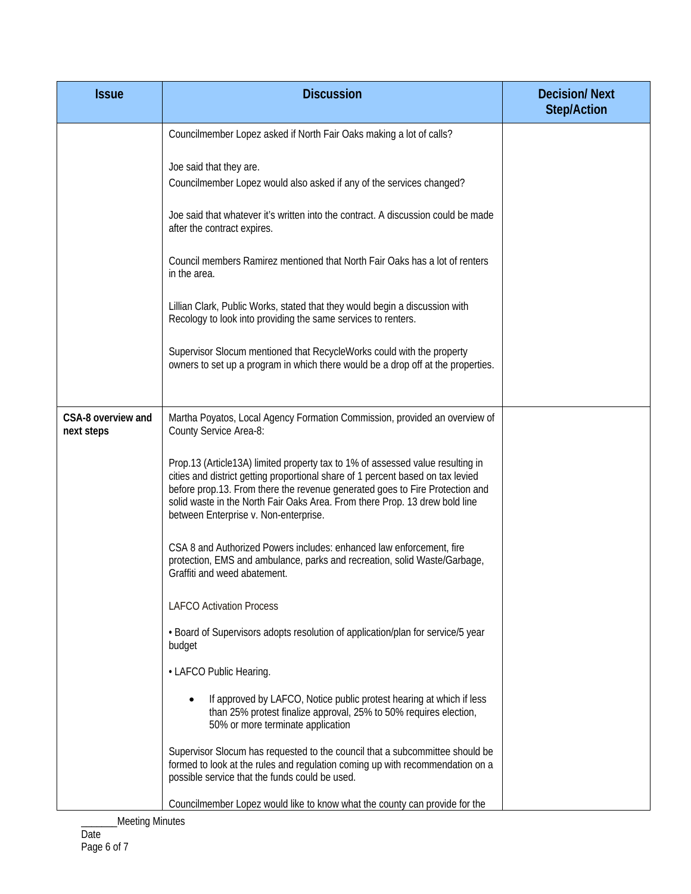| Issue | Discussion | Decision/ Next Step/Action |
|---|---|---|
| | Councilmember Lopez asked if North Fair Oaks making a lot of calls?<br><br>Joe said that they are.<br>Councilmember Lopez would also asked if any of the services changed?<br><br>Joe said that whatever it's written into the contract. A discussion could be made after the contract expires.<br><br>Council members Ramirez mentioned that North Fair Oaks has a lot of renters in the area.<br><br>Lillian Clark, Public Works, stated that they would begin a discussion with Recology to look into providing the same services to renters.<br><br>Supervisor Slocum mentioned that RecycleWorks could with the property owners to set up a program in which there would be a drop off at the properties. | |
| **CSA-8 overview and next steps** | Martha Poyatos, Local Agency Formation Commission, provided an overview of County Service Area-8:<br><br>Prop.13 (Article13A) limited property tax to 1% of assessed value resulting in cities and district getting proportional share of 1 percent based on tax levied before prop.13. From there the revenue generated goes to Fire Protection and solid waste in the North Fair Oaks Area. From there Prop. 13 drew bold line between Enterprise v. Non-enterprise.<br><br>CSA 8 and Authorized Powers includes: enhanced law enforcement, fire protection, EMS and ambulance, parks and recreation, solid Waste/Garbage, Graffiti and weed abatement.<br><br>LAFCO Activation Process<br><br>• Board of Supervisors adopts resolution of application/plan for service/5 year budget<br><br>• LAFCO Public Hearing.<br><br>• If approved by LAFCO, Notice public protest hearing at which if less than 25% protest finalize approval, 25% to 50% requires election, 50% or more terminate application<br><br>Supervisor Slocum has requested to the council that a subcommittee should be formed to look at the rules and regulation coming up with recommendation on a possible service that the funds could be used.<br><br>Councilmember Lopez would like to know what the county can provide for the | |

_______Meeting Minutes
Date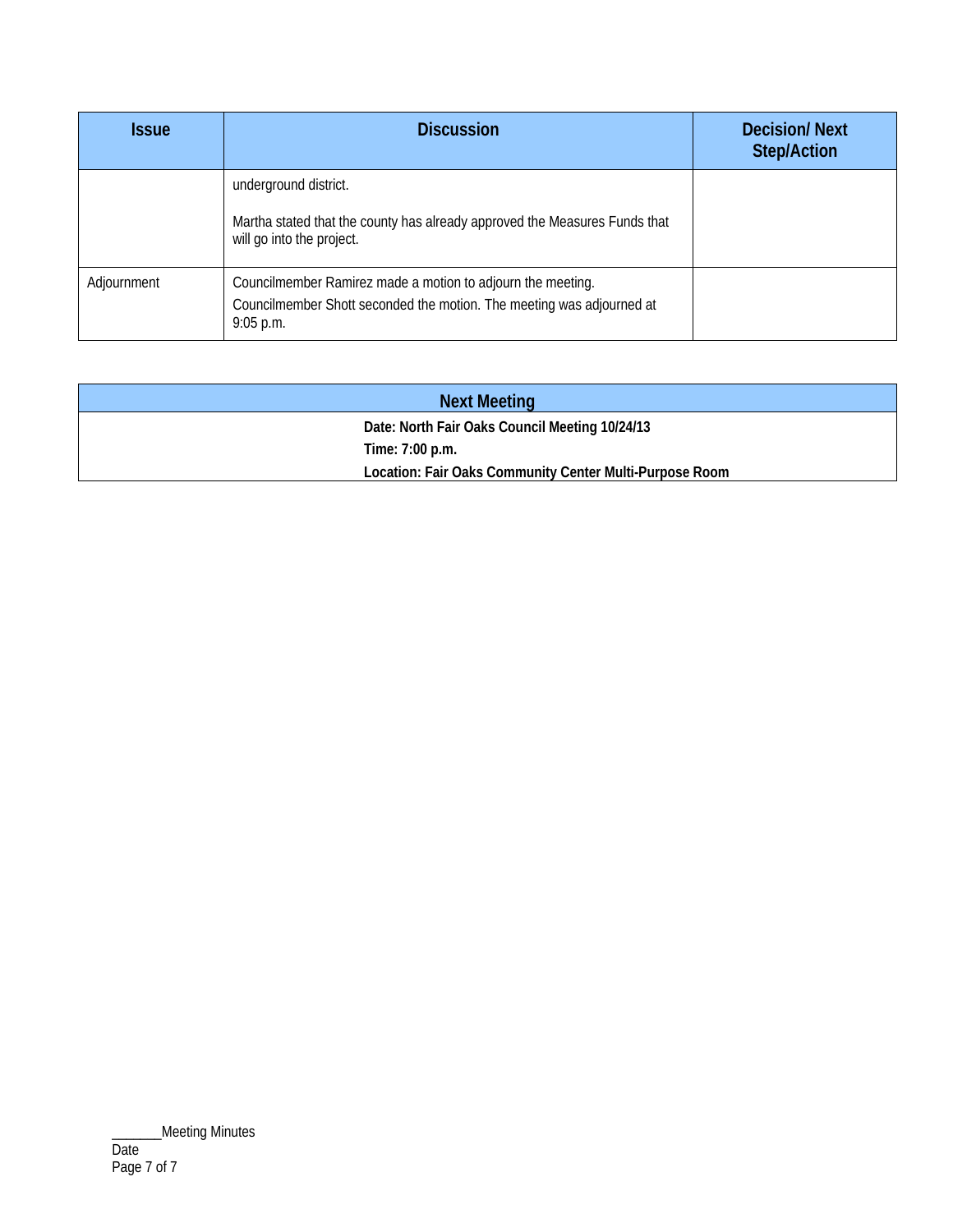| Issue | Discussion | Decision/ Next Step/Action |
|---|---|---|
| | underground district.<br><br>Martha stated that the county has already approved the Measures Funds that will go into the project. | |
| Adjournment | Councilmember Ramirez made a motion to adjourn the meeting.<br>Councilmember Shott seconded the motion. The meeting was adjourned at 9:05 p.m. | |

| Next Meeting |
|---|
| **Date: North Fair Oaks Council Meeting 10/24/13**<br>**Time: 7:00 p.m.**<br>**Location: Fair Oaks Community Center Multi-Purpose Room** |